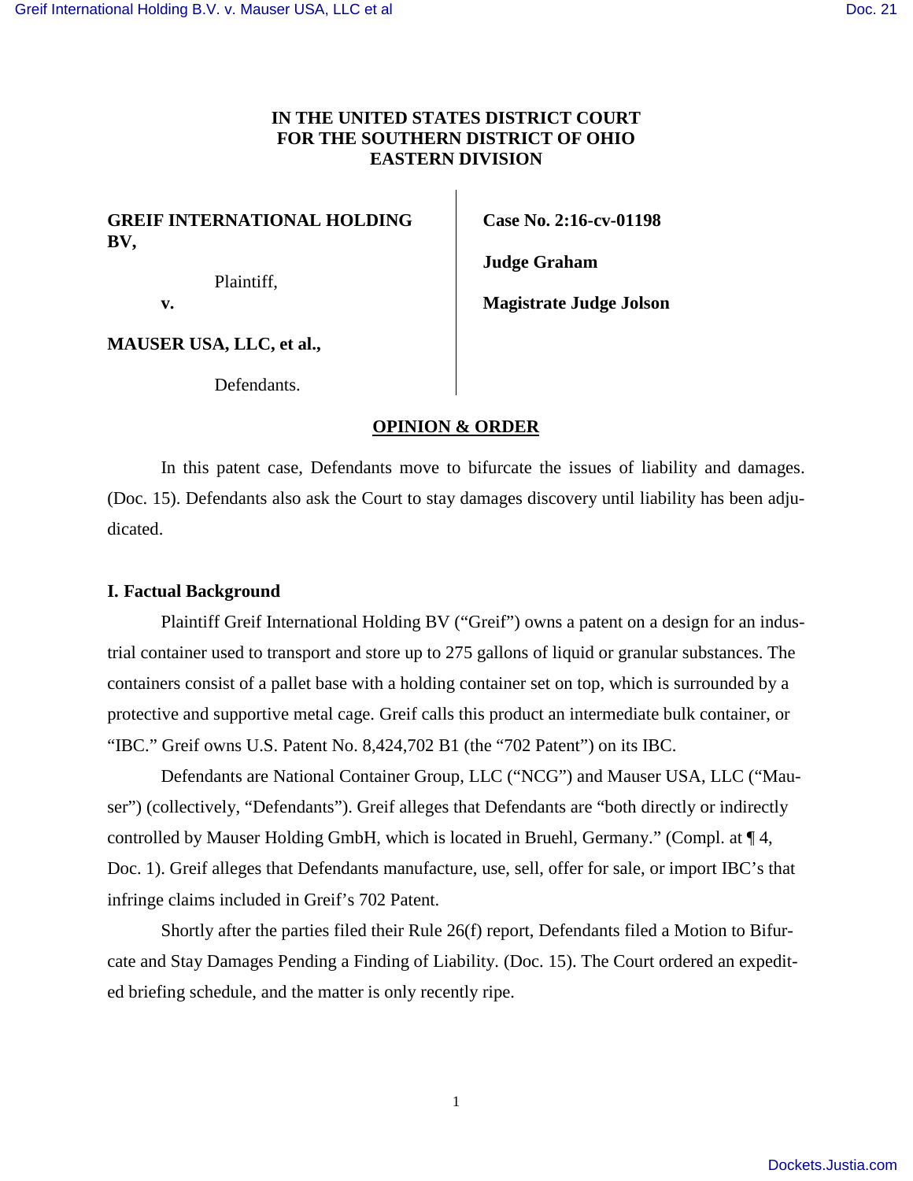**IN THE UNITED STATES DISTRICT COURT
FOR THE SOUTHERN DISTRICT OF OHIO
EASTERN DIVISION**

**GREIF INTERNATIONAL HOLDING BV,**

Plaintiff,

**v.**

**MAUSER USA, LLC, et al.,**

Defendants.

**Case No. 2:16-cv-01198**

**Judge Graham**

**Magistrate Judge Jolson**

## OPINION & ORDER

In this patent case, Defendants move to bifurcate the issues of liability and damages. (Doc. 15). Defendants also ask the Court to stay damages discovery until liability has been adjudicated.

### I. Factual Background

Plaintiff Greif International Holding BV ("Greif") owns a patent on a design for an industrial container used to transport and store up to 275 gallons of liquid or granular substances. The containers consist of a pallet base with a holding container set on top, which is surrounded by a protective and supportive metal cage. Greif calls this product an intermediate bulk container, or "IBC." Greif owns U.S. Patent No. 8,424,702 B1 (the "702 Patent") on its IBC.

Defendants are National Container Group, LLC ("NCG") and Mauser USA, LLC ("Mauser") (collectively, "Defendants"). Greif alleges that Defendants are "both directly or indirectly controlled by Mauser Holding GmbH, which is located in Bruehl, Germany." (Compl. at ¶ 4, Doc. 1). Greif alleges that Defendants manufacture, use, sell, offer for sale, or import IBC's that infringe claims included in Greif's 702 Patent.

Shortly after the parties filed their Rule 26(f) report, Defendants filed a Motion to Bifurcate and Stay Damages Pending a Finding of Liability. (Doc. 15). The Court ordered an expedited briefing schedule, and the matter is only recently ripe.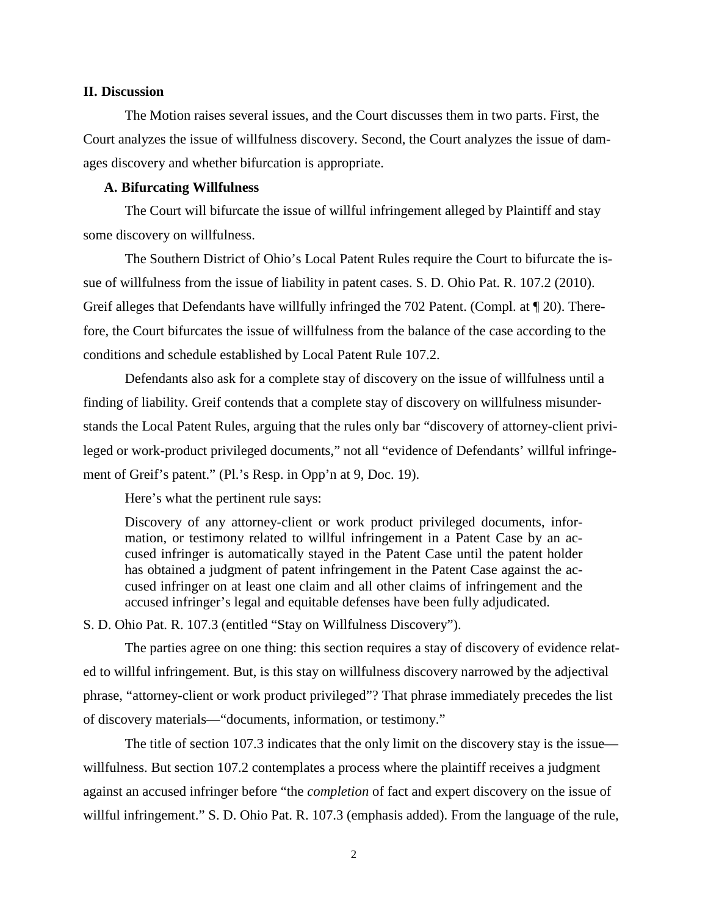## II. Discussion

The Motion raises several issues, and the Court discusses them in two parts. First, the Court analyzes the issue of willfulness discovery. Second, the Court analyzes the issue of damages discovery and whether bifurcation is appropriate.

### A. Bifurcating Willfulness

The Court will bifurcate the issue of willful infringement alleged by Plaintiff and stay some discovery on willfulness.

The Southern District of Ohio's Local Patent Rules require the Court to bifurcate the issue of willfulness from the issue of liability in patent cases. S. D. Ohio Pat. R. 107.2 (2010). Greif alleges that Defendants have willfully infringed the 702 Patent. (Compl. at ¶ 20). Therefore, the Court bifurcates the issue of willfulness from the balance of the case according to the conditions and schedule established by Local Patent Rule 107.2.

Defendants also ask for a complete stay of discovery on the issue of willfulness until a finding of liability. Greif contends that a complete stay of discovery on willfulness misunderstands the Local Patent Rules, arguing that the rules only bar "discovery of attorney-client privileged or work-product privileged documents," not all "evidence of Defendants' willful infringement of Greif's patent." (Pl.'s Resp. in Opp'n at 9, Doc. 19).

Here's what the pertinent rule says:

> Discovery of any attorney-client or work product privileged documents, information, or testimony related to willful infringement in a Patent Case by an accused infringer is automatically stayed in the Patent Case until the patent holder has obtained a judgment of patent infringement in the Patent Case against the accused infringer on at least one claim and all other claims of infringement and the accused infringer's legal and equitable defenses have been fully adjudicated.

S. D. Ohio Pat. R. 107.3 (entitled "Stay on Willfulness Discovery").

The parties agree on one thing: this section requires a stay of discovery of evidence related to willful infringement. But, is this stay on willfulness discovery narrowed by the adjectival phrase, "attorney-client or work product privileged"? That phrase immediately precedes the list of discovery materials—"documents, information, or testimony."

The title of section 107.3 indicates that the only limit on the discovery stay is the issue—willfulness. But section 107.2 contemplates a process where the plaintiff receives a judgment against an accused infringer before "the *completion* of fact and expert discovery on the issue of willful infringement." S. D. Ohio Pat. R. 107.3 (emphasis added). From the language of the rule,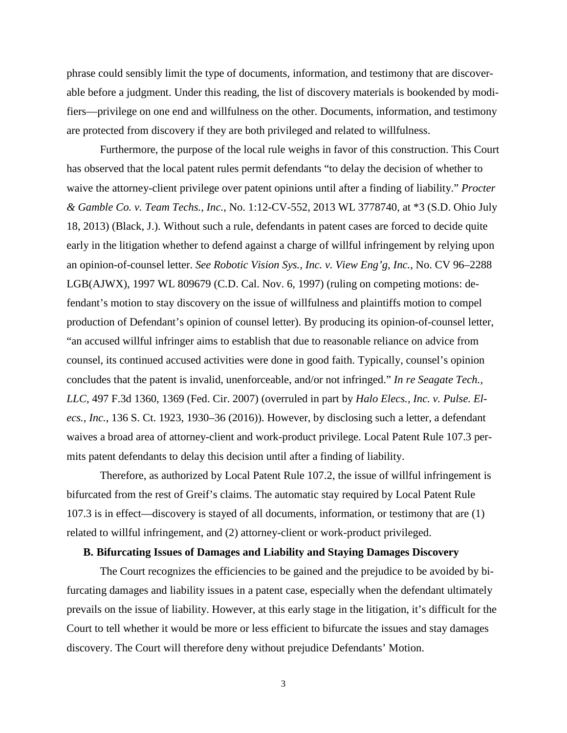phrase could sensibly limit the type of documents, information, and testimony that are discoverable before a judgment. Under this reading, the list of discovery materials is bookended by modifiers—privilege on one end and willfulness on the other. Documents, information, and testimony are protected from discovery if they are both privileged and related to willfulness.

Furthermore, the purpose of the local rule weighs in favor of this construction. This Court has observed that the local patent rules permit defendants "to delay the decision of whether to waive the attorney-client privilege over patent opinions until after a finding of liability." *Procter & Gamble Co. v. Team Techs., Inc.*, No. 1:12-CV-552, 2013 WL 3778740, at *3 (S.D. Ohio July 18, 2013) (Black, J.). Without such a rule, defendants in patent cases are forced to decide quite early in the litigation whether to defend against a charge of willful infringement by relying upon an opinion-of-counsel letter. *See Robotic Vision Sys., Inc. v. View Eng'g, Inc.*, No. CV 96–2288 LGB(AJWX), 1997 WL 809679 (C.D. Cal. Nov. 6, 1997) (ruling on competing motions: defendant's motion to stay discovery on the issue of willfulness and plaintiffs motion to compel production of Defendant's opinion of counsel letter). By producing its opinion-of-counsel letter, "an accused willful infringer aims to establish that due to reasonable reliance on advice from counsel, its continued accused activities were done in good faith. Typically, counsel's opinion concludes that the patent is invalid, unenforceable, and/or not infringed." *In re Seagate Tech., LLC*, 497 F.3d 1360, 1369 (Fed. Cir. 2007) (overruled in part by *Halo Elecs., Inc. v. Pulse. Elecs., Inc.*, 136 S. Ct. 1923, 1930–36 (2016)). However, by disclosing such a letter, a defendant waives a broad area of attorney-client and work-product privilege. Local Patent Rule 107.3 permits patent defendants to delay this decision until after a finding of liability.

Therefore, as authorized by Local Patent Rule 107.2, the issue of willful infringement is bifurcated from the rest of Greif's claims. The automatic stay required by Local Patent Rule 107.3 is in effect—discovery is stayed of all documents, information, or testimony that are (1) related to willful infringement, and (2) attorney-client or work-product privileged.

### B. Bifurcating Issues of Damages and Liability and Staying Damages Discovery

The Court recognizes the efficiencies to be gained and the prejudice to be avoided by bifurcating damages and liability issues in a patent case, especially when the defendant ultimately prevails on the issue of liability. However, at this early stage in the litigation, it's difficult for the Court to tell whether it would be more or less efficient to bifurcate the issues and stay damages discovery. The Court will therefore deny without prejudice Defendants' Motion.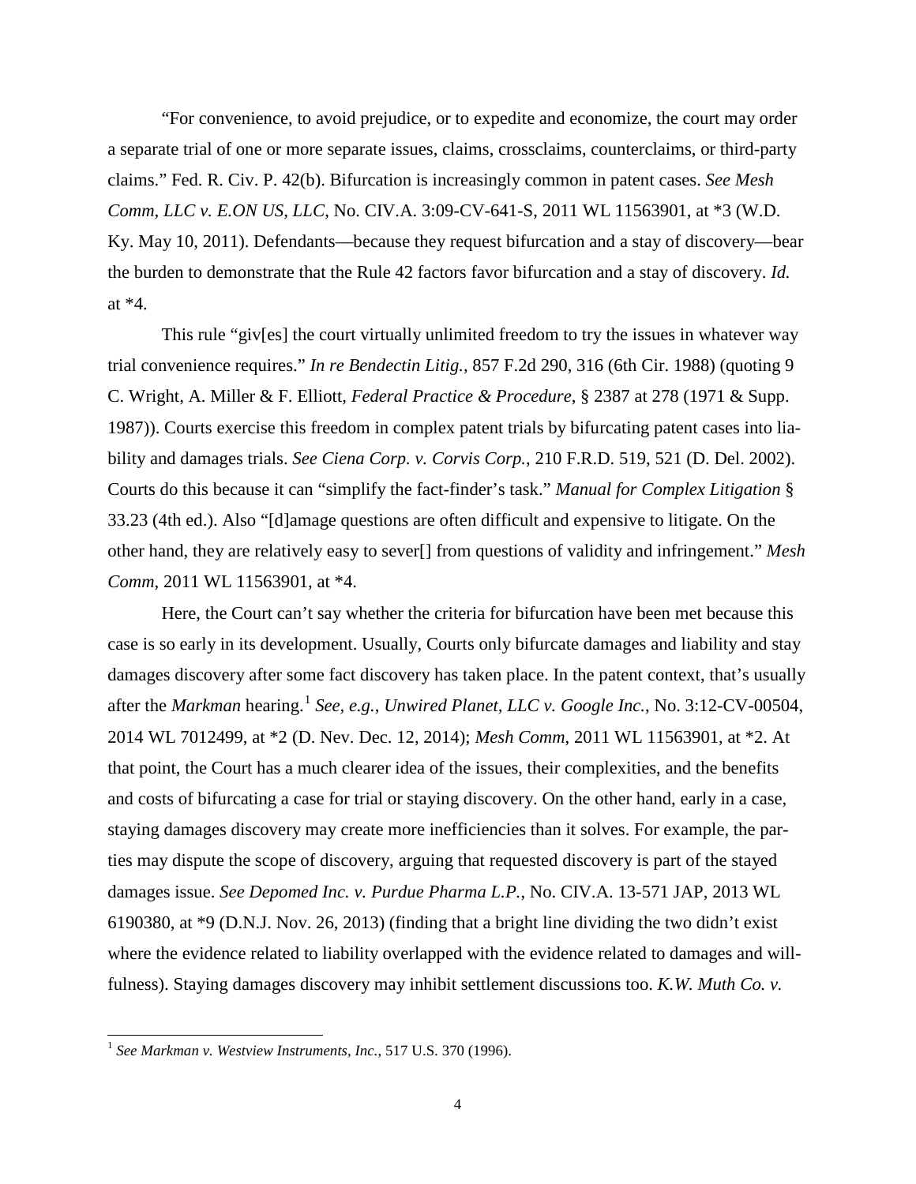"For convenience, to avoid prejudice, or to expedite and economize, the court may order a separate trial of one or more separate issues, claims, crossclaims, counterclaims, or third-party claims." Fed. R. Civ. P. 42(b). Bifurcation is increasingly common in patent cases. *See Mesh Comm, LLC v. E.ON US, LLC*, No. CIV.A. 3:09-CV-641-S, 2011 WL 11563901, at *3 (W.D. Ky. May 10, 2011). Defendants—because they request bifurcation and a stay of discovery—bear the burden to demonstrate that the Rule 42 factors favor bifurcation and a stay of discovery. *Id.* at *4.

This rule "giv[es] the court virtually unlimited freedom to try the issues in whatever way trial convenience requires." *In re Bendectin Litig.*, 857 F.2d 290, 316 (6th Cir. 1988) (quoting 9 C. Wright, A. Miller & F. Elliott, *Federal Practice & Procedure*, § 2387 at 278 (1971 & Supp. 1987)). Courts exercise this freedom in complex patent trials by bifurcating patent cases into liability and damages trials. *See Ciena Corp. v. Corvis Corp.*, 210 F.R.D. 519, 521 (D. Del. 2002). Courts do this because it can "simplify the fact-finder's task." *Manual for Complex Litigation* § 33.23 (4th ed.). Also "[d]amage questions are often difficult and expensive to litigate. On the other hand, they are relatively easy to sever[] from questions of validity and infringement." *Mesh Comm*, 2011 WL 11563901, at *4.

Here, the Court can't say whether the criteria for bifurcation have been met because this case is so early in its development. Usually, Courts only bifurcate damages and liability and stay damages discovery after some fact discovery has taken place. In the patent context, that's usually after the *Markman* hearing.[1] *See, e.g.*, *Unwired Planet, LLC v. Google Inc.*, No. 3:12-CV-00504, 2014 WL 7012499, at *2 (D. Nev. Dec. 12, 2014); *Mesh Comm*, 2011 WL 11563901, at *2. At that point, the Court has a much clearer idea of the issues, their complexities, and the benefits and costs of bifurcating a case for trial or staying discovery. On the other hand, early in a case, staying damages discovery may create more inefficiencies than it solves. For example, the parties may dispute the scope of discovery, arguing that requested discovery is part of the stayed damages issue. *See Depomed Inc. v. Purdue Pharma L.P.*, No. CIV.A. 13-571 JAP, 2013 WL 6190380, at *9 (D.N.J. Nov. 26, 2013) (finding that a bright line dividing the two didn't exist where the evidence related to liability overlapped with the evidence related to damages and willfulness). Staying damages discovery may inhibit settlement discussions too. *K.W. Muth Co. v.*

[1] *See Markman v. Westview Instruments, Inc.*, 517 U.S. 370 (1996).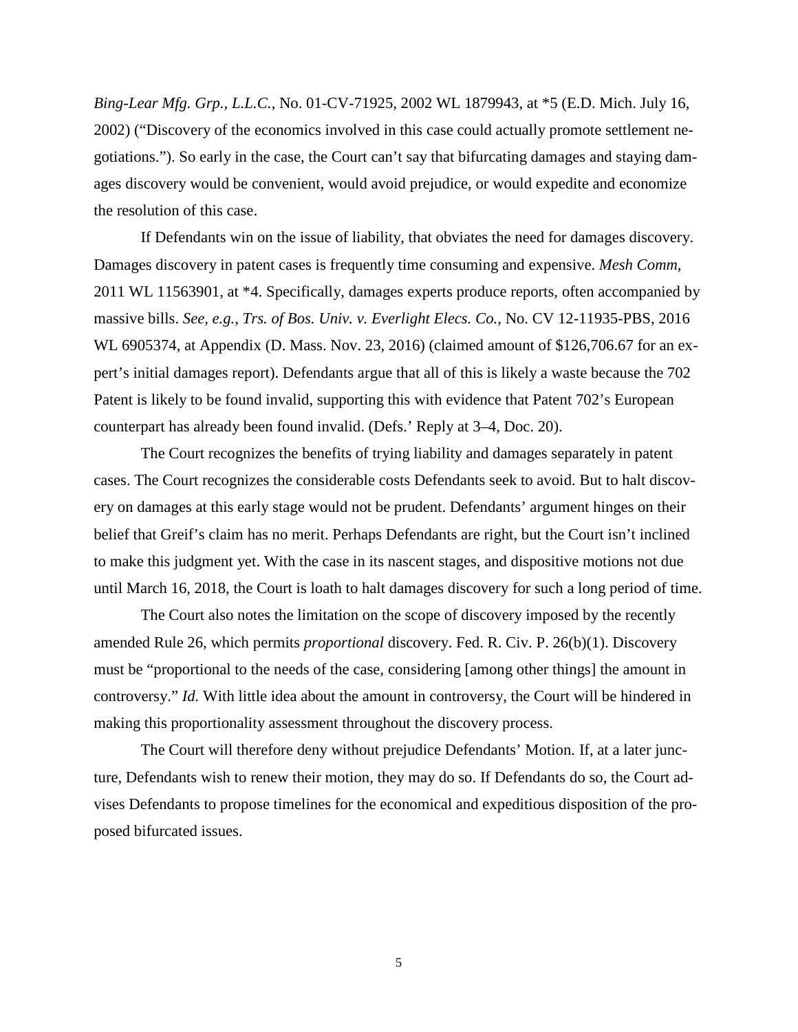*Bing-Lear Mfg. Grp., L.L.C.*, No. 01-CV-71925, 2002 WL 1879943, at *5 (E.D. Mich. July 16, 2002) ("Discovery of the economics involved in this case could actually promote settlement negotiations."). So early in the case, the Court can't say that bifurcating damages and staying damages discovery would be convenient, would avoid prejudice, or would expedite and economize the resolution of this case.

If Defendants win on the issue of liability, that obviates the need for damages discovery. Damages discovery in patent cases is frequently time consuming and expensive. *Mesh Comm*, 2011 WL 11563901, at *4. Specifically, damages experts produce reports, often accompanied by massive bills. *See, e.g.*, *Trs. of Bos. Univ. v. Everlight Elecs. Co.*, No. CV 12-11935-PBS, 2016 WL 6905374, at Appendix (D. Mass. Nov. 23, 2016) (claimed amount of $126,706.67 for an expert's initial damages report). Defendants argue that all of this is likely a waste because the 702 Patent is likely to be found invalid, supporting this with evidence that Patent 702's European counterpart has already been found invalid. (Defs.' Reply at 3–4, Doc. 20).

The Court recognizes the benefits of trying liability and damages separately in patent cases. The Court recognizes the considerable costs Defendants seek to avoid. But to halt discovery on damages at this early stage would not be prudent. Defendants' argument hinges on their belief that Greif's claim has no merit. Perhaps Defendants are right, but the Court isn't inclined to make this judgment yet. With the case in its nascent stages, and dispositive motions not due until March 16, 2018, the Court is loath to halt damages discovery for such a long period of time.

The Court also notes the limitation on the scope of discovery imposed by the recently amended Rule 26, which permits *proportional* discovery. Fed. R. Civ. P. 26(b)(1). Discovery must be "proportional to the needs of the case, considering [among other things] the amount in controversy." *Id.* With little idea about the amount in controversy, the Court will be hindered in making this proportionality assessment throughout the discovery process.

The Court will therefore deny without prejudice Defendants' Motion. If, at a later juncture, Defendants wish to renew their motion, they may do so. If Defendants do so, the Court advises Defendants to propose timelines for the economical and expeditious disposition of the proposed bifurcated issues.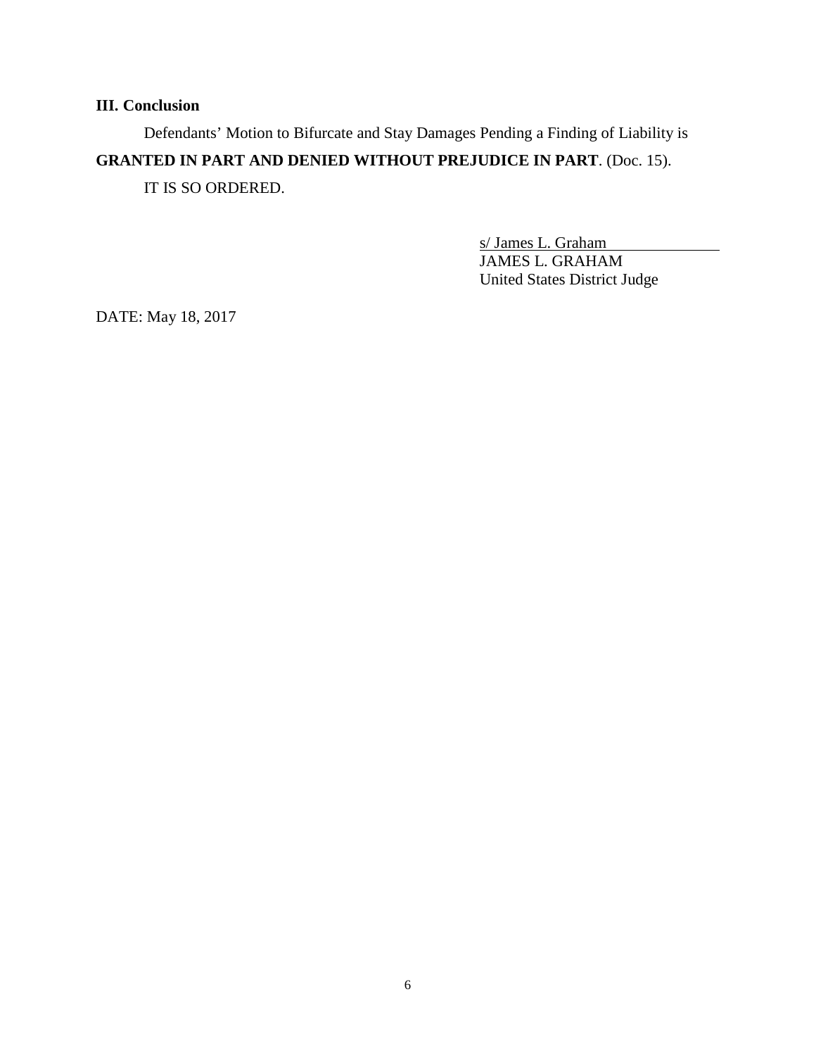### III. Conclusion

Defendants' Motion to Bifurcate and Stay Damages Pending a Finding of Liability is **GRANTED IN PART AND DENIED WITHOUT PREJUDICE IN PART**. (Doc. 15).

IT IS SO ORDERED.

s/ James L. Graham
JAMES L. GRAHAM
United States District Judge

DATE: May 18, 2017